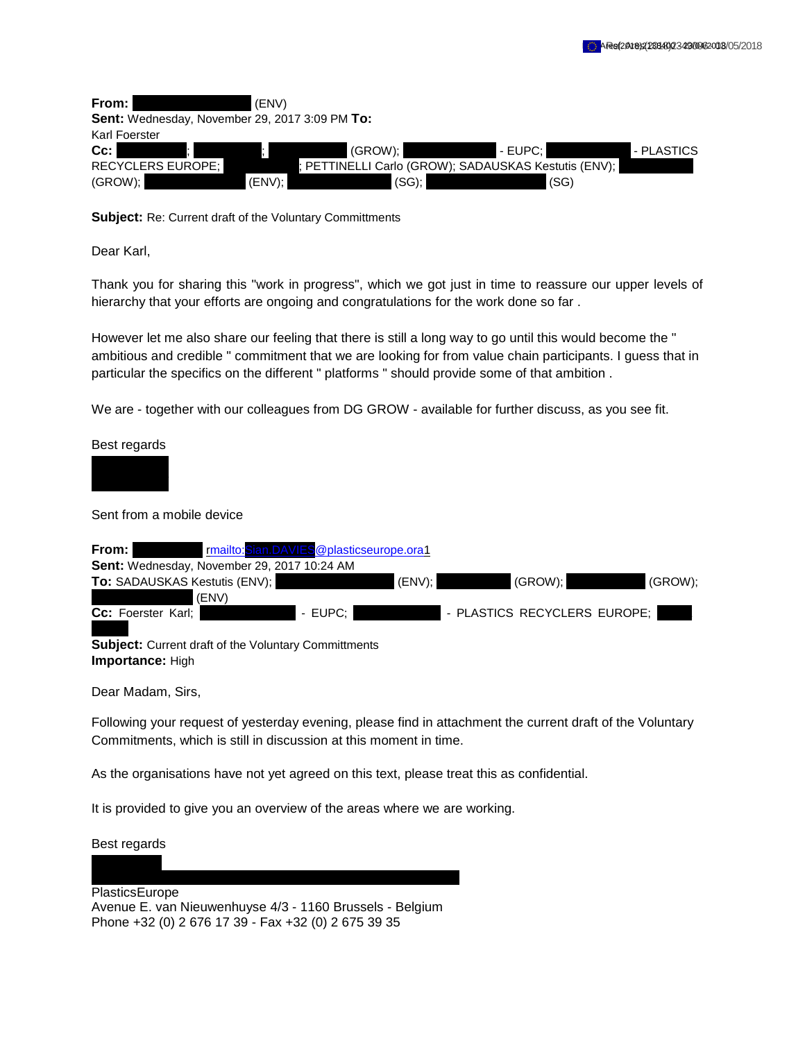**From:** (ENV)
**Sent:** Wednesday, November 29, 2017 3:09 PM **To:** Karl Foerster
**Cc:** ; ; (GROW); - EUPC; - PLASTICS RECYCLERS EUROPE; ; PETTINELLI Carlo (GROW); SADAUSKAS Kestutis (ENV); (GROW); (ENV); (SG); (SG)

**Subject:** Re: Current draft of the Voluntary Committments

Dear Karl,

Thank you for sharing this "work in progress", which we got just in time to reassure our upper levels of hierarchy that your efforts are ongoing and congratulations for the work done so far .

However let me also share our feeling that there is still a long way to go until this would become the " ambitious and credible " commitment that we are looking for from value chain participants. I guess that in particular the specifics on the different " platforms " should provide some of that ambition .

We are - together with our colleagues from DG GROW - available for further discuss, as you see fit.

Best regards

Sent from a mobile device

**From:** rmailto:Sian.DAVIES@plasticseurope.ora1
**Sent:** Wednesday, November 29, 2017 10:24 AM
**To:** SADAUSKAS Kestutis (ENV); (ENV); (GROW); (GROW); (ENV)
**Cc:** Foerster Karl; - EUPC; - PLASTICS RECYCLERS EUROPE;
**Subject:** Current draft of the Voluntary Committments
**Importance:** High

Dear Madam, Sirs,

Following your request of yesterday evening, please find in attachment the current draft of the Voluntary Commitments, which is still in discussion at this moment in time.

As the organisations have not yet agreed on this text, please treat this as confidential.

It is provided to give you an overview of the areas where we are working.

Best regards

PlasticsEurope
Avenue E. van Nieuwenhuyse 4/3 - 1160 Brussels - Belgium
Phone +32 (0) 2 676 17 39 - Fax +32 (0) 2 675 39 35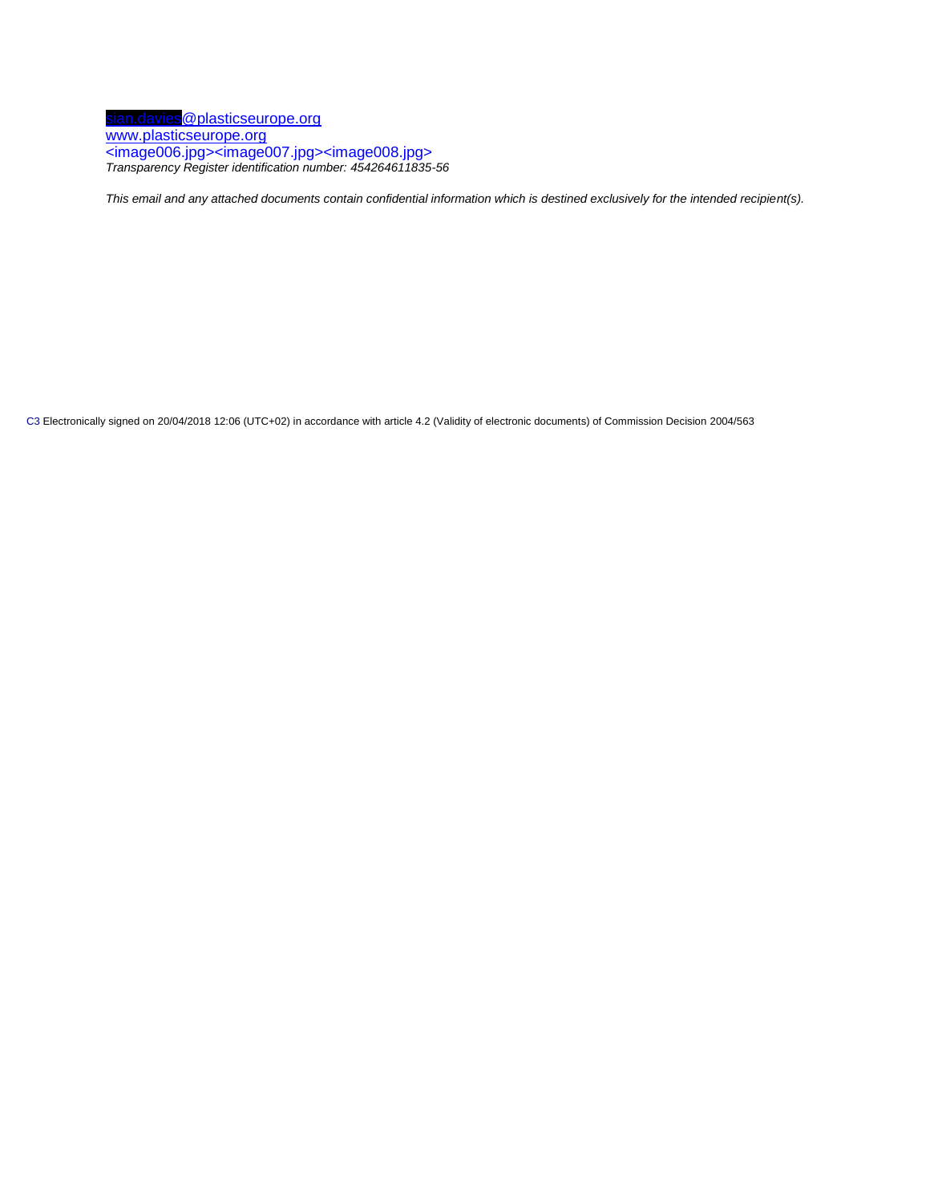sian.davies@plasticseurope.org
www.plasticseurope.org
<image006.jpg><image007.jpg><image008.jpg>
*Transparency Register identification number: 454264611835-56*

*This email and any attached documents contain confidential information which is destined exclusively for the intended recipient(s).*

C3 Electronically signed on 20/04/2018 12:06 (UTC+02) in accordance with article 4.2 (Validity of electronic documents) of Commission Decision 2004/563